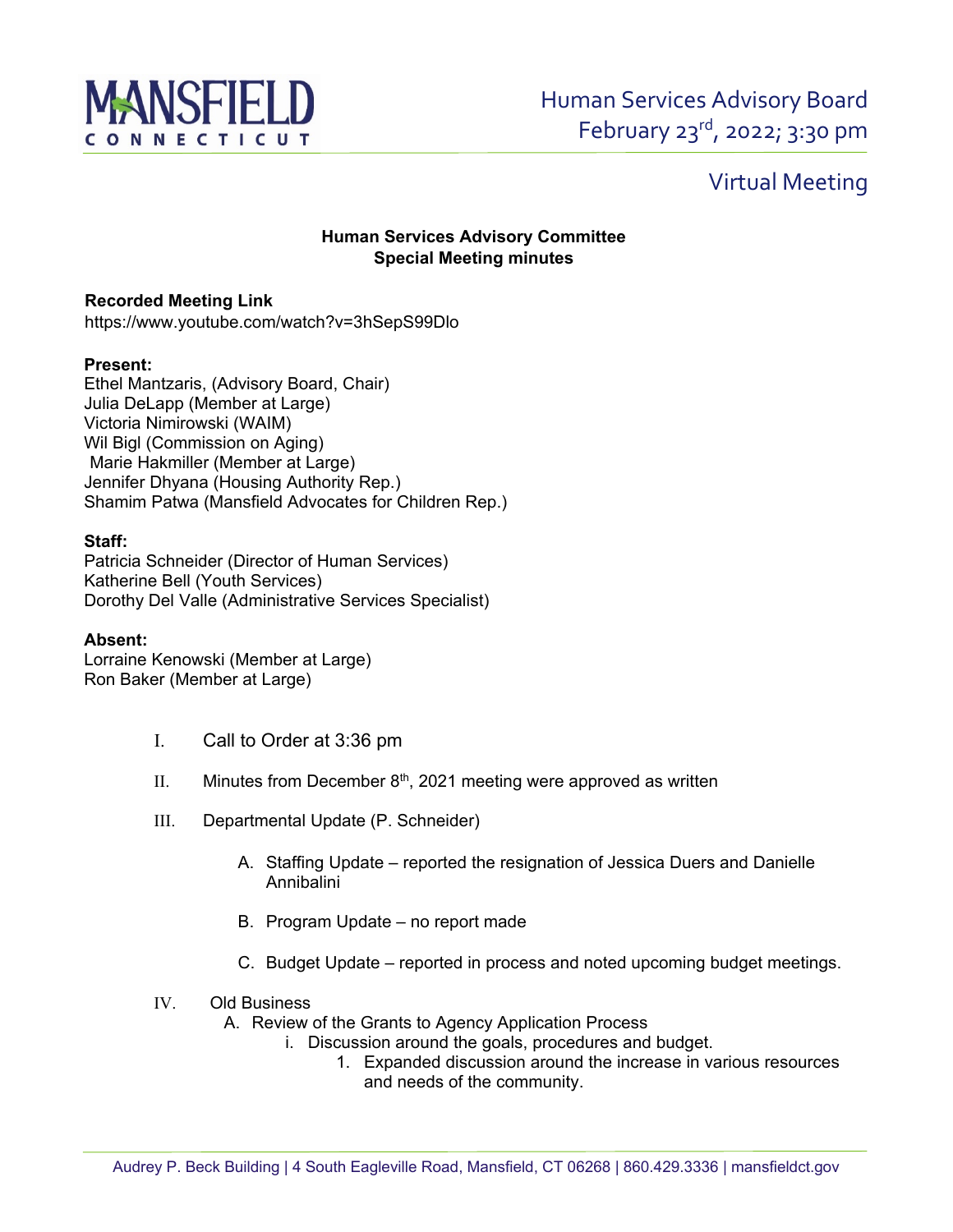# Human Services Advisory Board

February 23rd, 2022; 3:30 pm

## Virtual Meeting

**Human Services Advisory Committee**
**Special Meeting minutes**

**Recorded Meeting Link**
https://www.youtube.com/watch?v=3hSepS99Dlo

**Present:**
Ethel Mantzaris, (Advisory Board, Chair)
Julia DeLapp (Member at Large)
Victoria Nimirowski (WAIM)
Wil Bigl (Commission on Aging)
Marie Hakmiller (Member at Large)
Jennifer Dhyana (Housing Authority Rep.)
Shamim Patwa (Mansfield Advocates for Children Rep.)

**Staff:**
Patricia Schneider (Director of Human Services)
Katherine Bell (Youth Services)
Dorothy Del Valle (Administrative Services Specialist)

**Absent:**
Lorraine Kenowski (Member at Large)
Ron Baker (Member at Large)

I. Call to Order at 3:36 pm

II. Minutes from December 8th, 2021 meeting were approved as written

III. Departmental Update (P. Schneider)

   A. Staffing Update – reported the resignation of Jessica Duers and Danielle Annibalini

   B. Program Update – no report made

   C. Budget Update – reported in process and noted upcoming budget meetings.

IV. Old Business

   A. Review of the Grants to Agency Application Process

      i. Discussion around the goals, procedures and budget.

         1. Expanded discussion around the increase in various resources and needs of the community.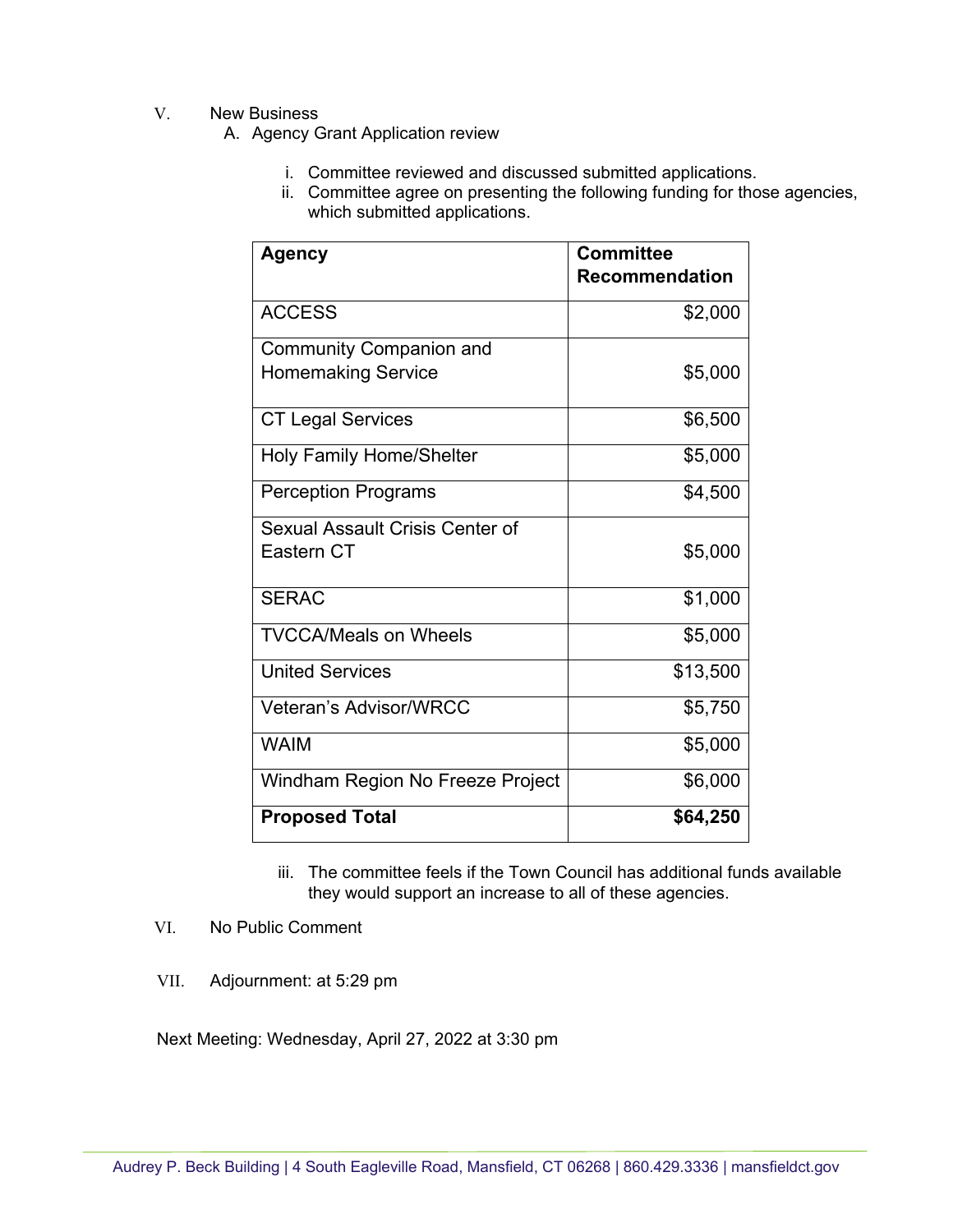V. New Business

A. Agency Grant Application review

i. Committee reviewed and discussed submitted applications.

ii. Committee agree on presenting the following funding for those agencies, which submitted applications.

| Agency | Committee Recommendation |
|---|---|
| ACCESS | $2,000 |
| Community Companion and Homemaking Service | $5,000 |
| CT Legal Services | $6,500 |
| Holy Family Home/Shelter | $5,000 |
| Perception Programs | $4,500 |
| Sexual Assault Crisis Center of Eastern CT | $5,000 |
| SERAC | $1,000 |
| TVCCA/Meals on Wheels | $5,000 |
| United Services | $13,500 |
| Veteran's Advisor/WRCC | $5,750 |
| WAIM | $5,000 |
| Windham Region No Freeze Project | $6,000 |
| **Proposed Total** | **$64,250** |

iii. The committee feels if the Town Council has additional funds available they would support an increase to all of these agencies.

VI. No Public Comment

VII. Adjournment: at 5:29 pm

Next Meeting: Wednesday, April 27, 2022 at 3:30 pm